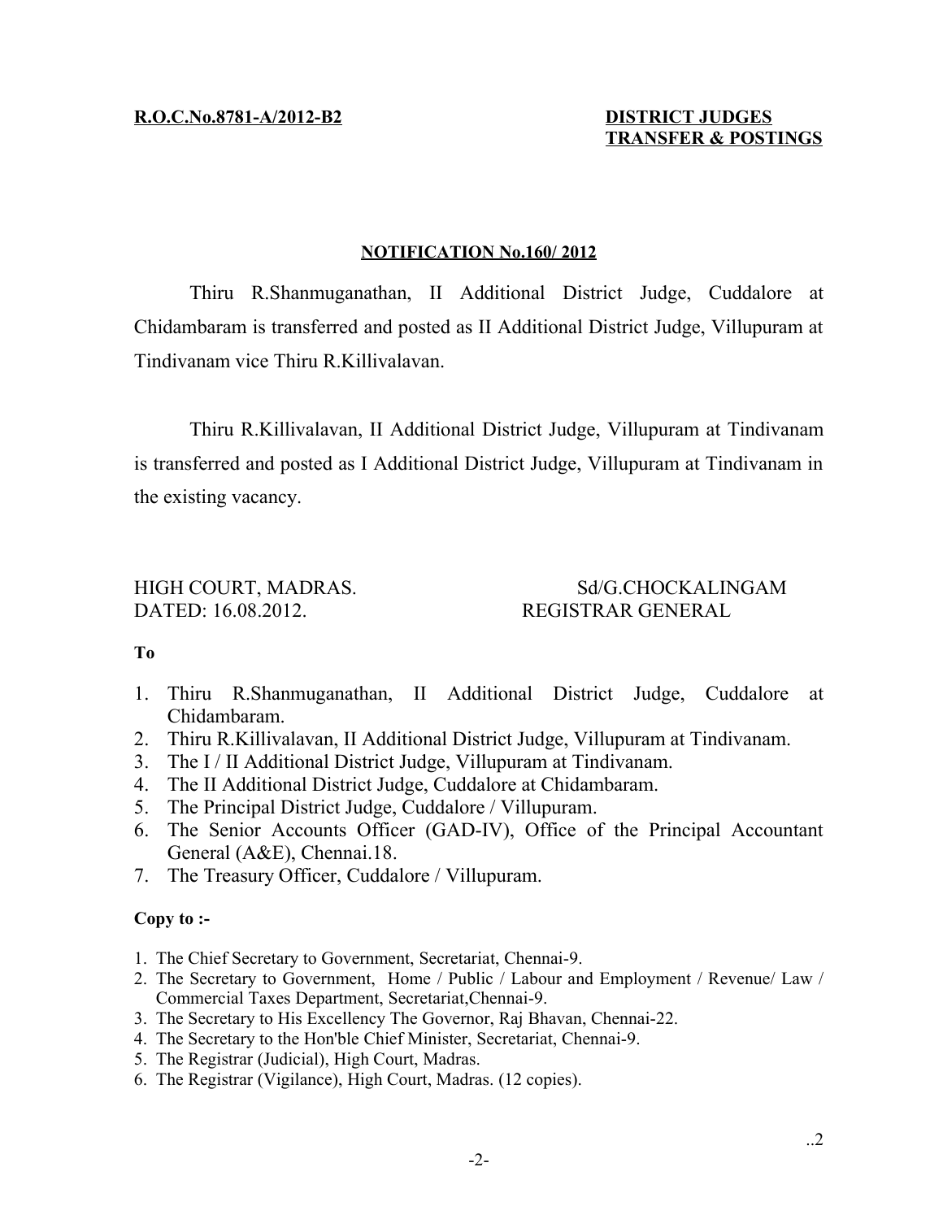**R.O.C.No.8781-A/2012-B2**

**DISTRICT JUDGES TRANSFER & POSTINGS**

**NOTIFICATION No.160/ 2012**

Thiru R.Shanmuganathan, II Additional District Judge, Cuddalore at Chidambaram is transferred and posted as II Additional District Judge, Villupuram at Tindivanam vice Thiru R.Killivalavan.

Thiru R.Killivalavan, II Additional District Judge, Villupuram at Tindivanam is transferred and posted as I Additional District Judge, Villupuram at Tindivanam in the existing vacancy.

HIGH COURT, MADRAS.
DATED: 16.08.2012.

Sd/G.CHOCKALINGAM
REGISTRAR GENERAL

**To**

1. Thiru R.Shanmuganathan, II Additional District Judge, Cuddalore at Chidambaram.
2. Thiru R.Killivalavan, II Additional District Judge, Villupuram at Tindivanam.
3. The I / II Additional District Judge, Villupuram at Tindivanam.
4. The II Additional District Judge, Cuddalore at Chidambaram.
5. The Principal District Judge, Cuddalore / Villupuram.
6. The Senior Accounts Officer (GAD-IV), Office of the Principal Accountant General (A&E), Chennai.18.
7. The Treasury Officer, Cuddalore / Villupuram.

**Copy to :-**

1. The Chief Secretary to Government, Secretariat, Chennai-9.
2. The Secretary to Government, Home / Public / Labour and Employment / Revenue/ Law / Commercial Taxes Department, Secretariat,Chennai-9.
3. The Secretary to His Excellency The Governor, Raj Bhavan, Chennai-22.
4. The Secretary to the Hon'ble Chief Minister, Secretariat, Chennai-9.
5. The Registrar (Judicial), High Court, Madras.
6. The Registrar (Vigilance), High Court, Madras. (12 copies).

..2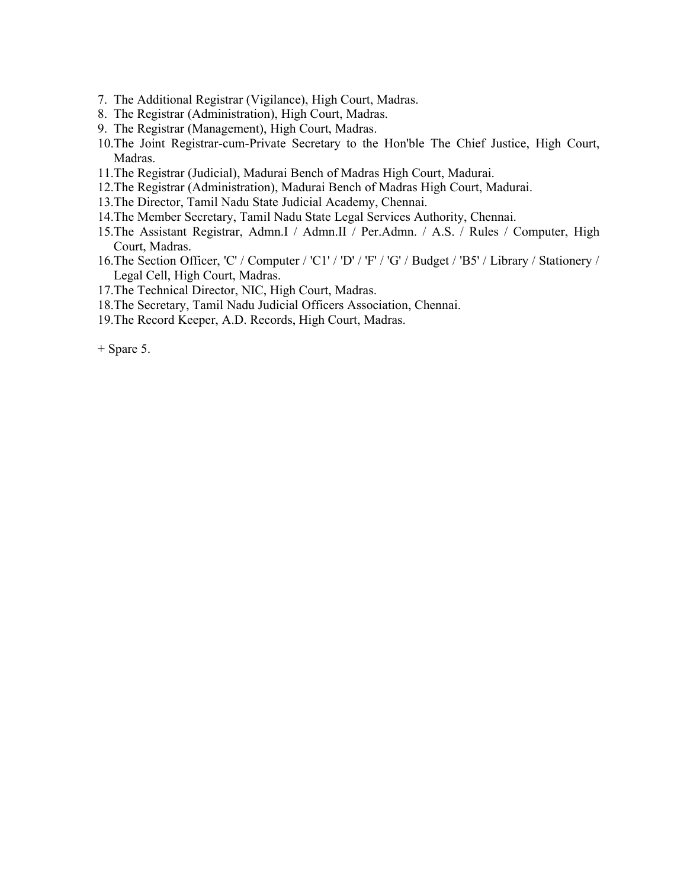7. The Additional Registrar (Vigilance), High Court, Madras.
8. The Registrar (Administration), High Court, Madras.
9. The Registrar (Management), High Court, Madras.
10. The Joint Registrar-cum-Private Secretary to the Hon'ble The Chief Justice, High Court, Madras.
11. The Registrar (Judicial), Madurai Bench of Madras High Court, Madurai.
12. The Registrar (Administration), Madurai Bench of Madras High Court, Madurai.
13. The Director, Tamil Nadu State Judicial Academy, Chennai.
14. The Member Secretary, Tamil Nadu State Legal Services Authority, Chennai.
15. The Assistant Registrar, Admn.I / Admn.II / Per.Admn. / A.S. / Rules / Computer, High Court, Madras.
16. The Section Officer, 'C' / Computer / 'C1' / 'D' / 'F' / 'G' / Budget / 'B5' / Library / Stationery / Legal Cell, High Court, Madras.
17. The Technical Director, NIC, High Court, Madras.
18. The Secretary, Tamil Nadu Judicial Officers Association, Chennai.
19. The Record Keeper, A.D. Records, High Court, Madras.

+ Spare 5.